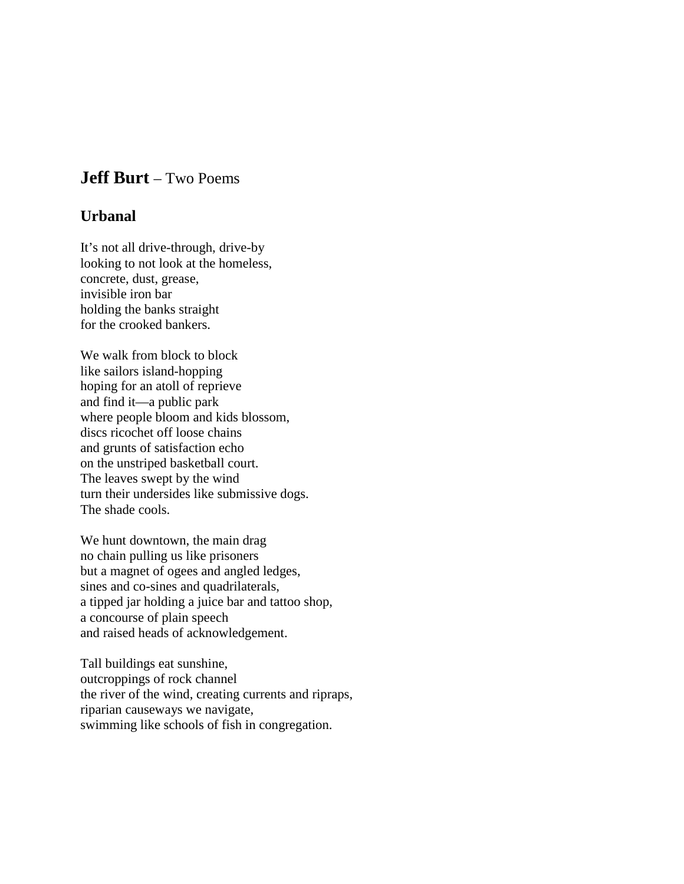## **Jeff Burt** – Two Poems

### Urbanal

It's not all drive-through, drive-by  
looking to not look at the homeless,  
concrete, dust, grease,  
invisible iron bar  
holding the banks straight  
for the crooked bankers.

We walk from block to block  
like sailors island-hopping  
hoping for an atoll of reprieve  
and find it—a public park  
where people bloom and kids blossom,  
discs ricochet off loose chains  
and grunts of satisfaction echo  
on the unstriped basketball court.  
The leaves swept by the wind  
turn their undersides like submissive dogs.  
The shade cools.

We hunt downtown, the main drag  
no chain pulling us like prisoners  
but a magnet of ogees and angled ledges,  
sines and co-sines and quadrilaterals,  
a tipped jar holding a juice bar and tattoo shop,  
a concourse of plain speech  
and raised heads of acknowledgement.

Tall buildings eat sunshine,  
outcroppings of rock channel  
the river of the wind, creating currents and ripraps,  
riparian causeways we navigate,  
swimming like schools of fish in congregation.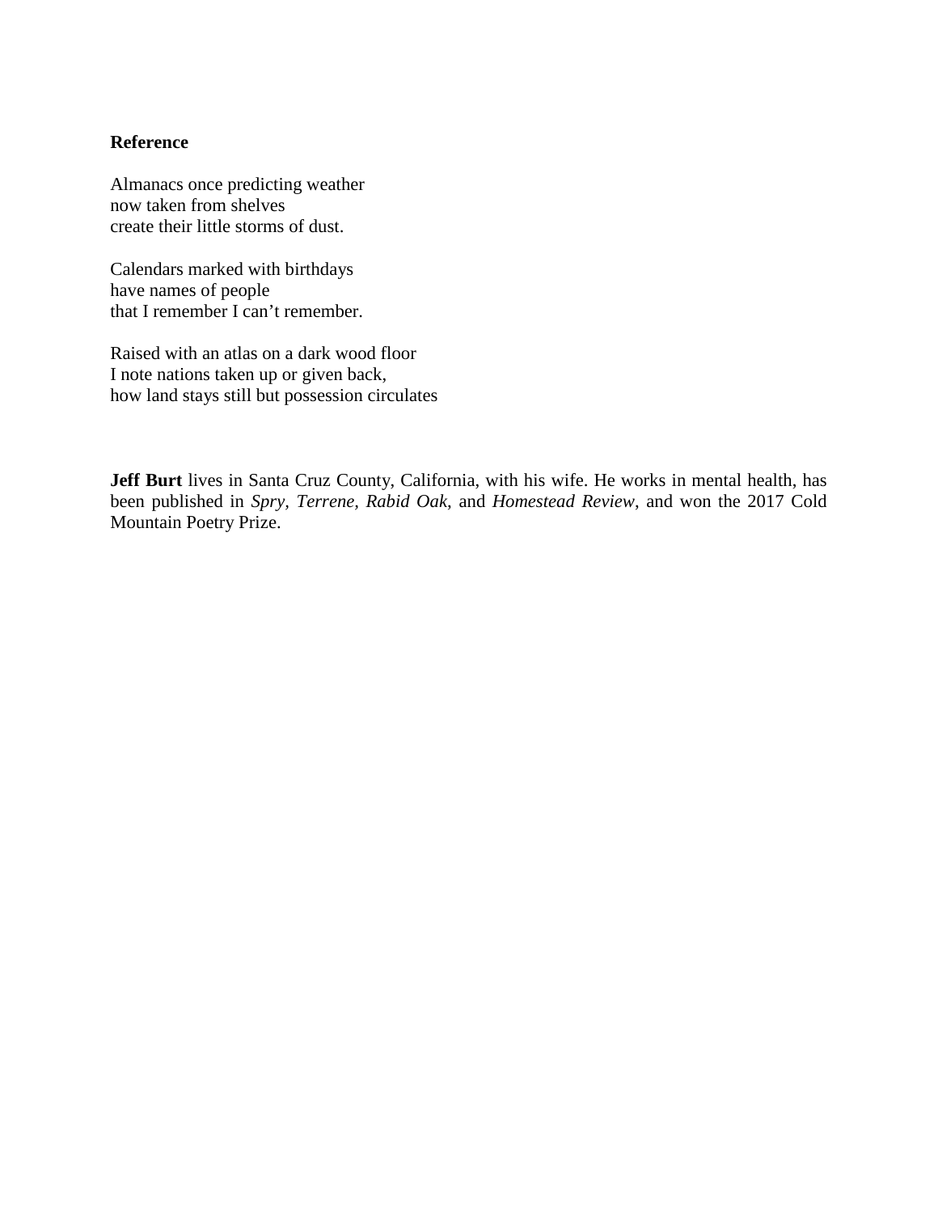**Reference**

Almanacs once predicting weather
now taken from shelves
create their little storms of dust.

Calendars marked with birthdays
have names of people
that I remember I can't remember.

Raised with an atlas on a dark wood floor
I note nations taken up or given back,
how land stays still but possession circulates

**Jeff Burt** lives in Santa Cruz County, California, with his wife. He works in mental health, has been published in *Spry*, *Terrene*, *Rabid Oak*, and *Homestead Review*, and won the 2017 Cold Mountain Poetry Prize.